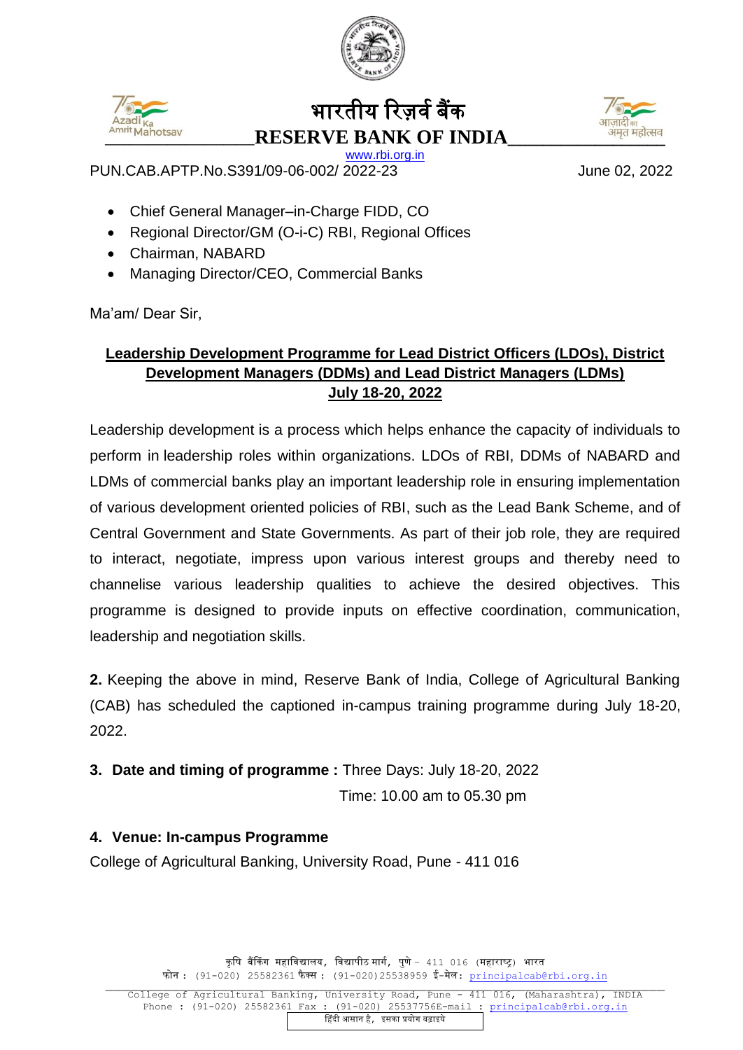# भारतीय रिज़र्व बैंक
# RESERVE BANK OF INDIA

www.rbi.org.in

PUN.CAB.APTP.No.S391/09-06-002/ 2022-23 June 02, 2022

- Chief General Manager–in-Charge FIDD, CO
- Regional Director/GM (O-i-C) RBI, Regional Offices
- Chairman, NABARD
- Managing Director/CEO, Commercial Banks

Ma'am/ Dear Sir,

**Leadership Development Programme for Lead District Officers (LDOs), District Development Managers (DDMs) and Lead District Managers (LDMs) July 18-20, 2022**

Leadership development is a process which helps enhance the capacity of individuals to perform in leadership roles within organizations. LDOs of RBI, DDMs of NABARD and LDMs of commercial banks play an important leadership role in ensuring implementation of various development oriented policies of RBI, such as the Lead Bank Scheme, and of Central Government and State Governments. As part of their job role, they are required to interact, negotiate, impress upon various interest groups and thereby need to channelise various leadership qualities to achieve the desired objectives. This programme is designed to provide inputs on effective coordination, communication, leadership and negotiation skills.

**2.** Keeping the above in mind, Reserve Bank of India, College of Agricultural Banking (CAB) has scheduled the captioned in-campus training programme during July 18-20, 2022.

**3. Date and timing of programme :** Three Days: July 18-20, 2022

Time: 10.00 am to 05.30 pm

**4. Venue: In-campus Programme**

College of Agricultural Banking, University Road, Pune - 411 016

कृषि बैंकिंग महाविद्यालय, विद्यापीठ मार्ग, पुणे – 411 016 (महाराष्ट्र) भारत
फोन : (91-020) 25582361 फैक्स : (91-020)25538959 ई-मेल: principalcab@rbi.org.in

College of Agricultural Banking, University Road, Pune - 411 016, (Maharashtra), INDIA
Phone : (91-020) 25582361 Fax : (91-020) 25537756E-mail : principalcab@rbi.org.in

हिंदी आसान है, इसका प्रयोग बढ़ाइये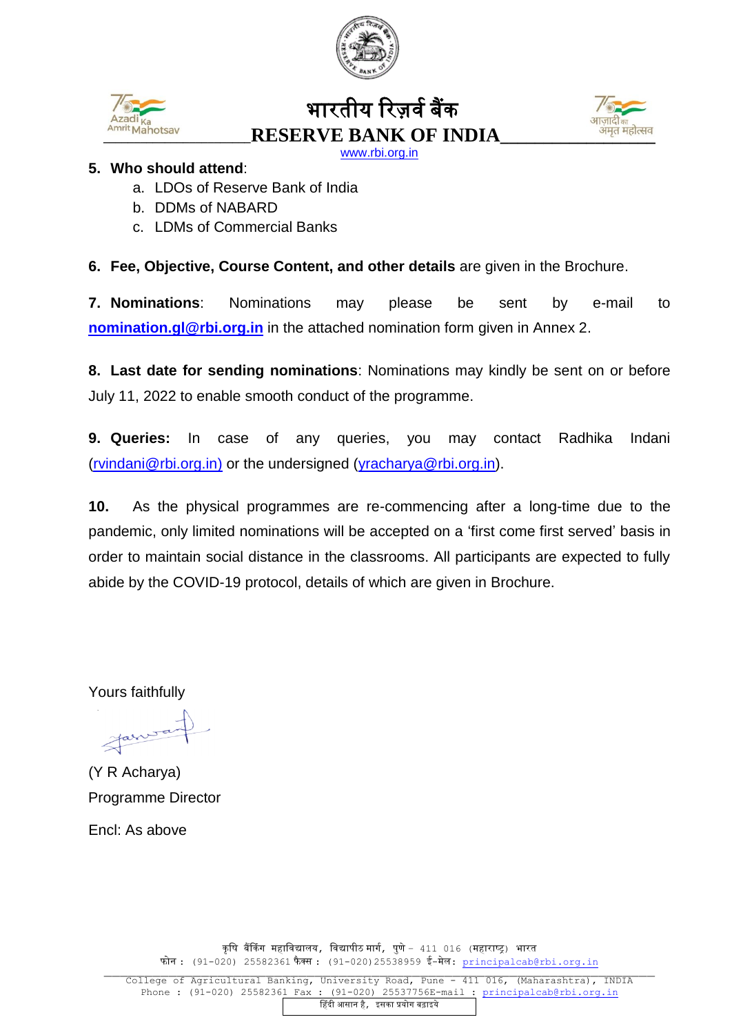भारतीय रिज़र्व बैंक

**RESERVE BANK OF INDIA**

www.rbi.org.in

5. **Who should attend**:
   a. LDOs of Reserve Bank of India
   b. DDMs of NABARD
   c. LDMs of Commercial Banks

6. **Fee, Objective, Course Content, and other details** are given in the Brochure.

7. **Nominations**: Nominations may please be sent by e-mail to **nomination.gl@rbi.org.in** in the attached nomination form given in Annex 2.

8. **Last date for sending nominations**: Nominations may kindly be sent on or before July 11, 2022 to enable smooth conduct of the programme.

9. **Queries:** In case of any queries, you may contact Radhika Indani (rvindani@rbi.org.in) or the undersigned (yracharya@rbi.org.in).

10. As the physical programmes are re-commencing after a long-time due to the pandemic, only limited nominations will be accepted on a 'first come first served' basis in order to maintain social distance in the classrooms. All participants are expected to fully abide by the COVID-19 protocol, details of which are given in Brochure.

Yours faithfully

(Y R Acharya)
Programme Director

Encl: As above

कृषि बैंकिंग महाविद्यालय, विद्यापीठ मार्ग, पुणे – 411 016 (महाराष्ट्र) भारत
फोन : (91-020) 25582361 फैक्स : (91-020) 25538959 ई-मेल: principalcab@rbi.org.in

College of Agricultural Banking, University Road, Pune - 411 016, (Maharashtra), INDIA
Phone : (91-020) 25582361 Fax : (91-020) 25537756E-mail : principalcab@rbi.org.in

हिंदी आसान है, इसका प्रयोग बढ़ाइये